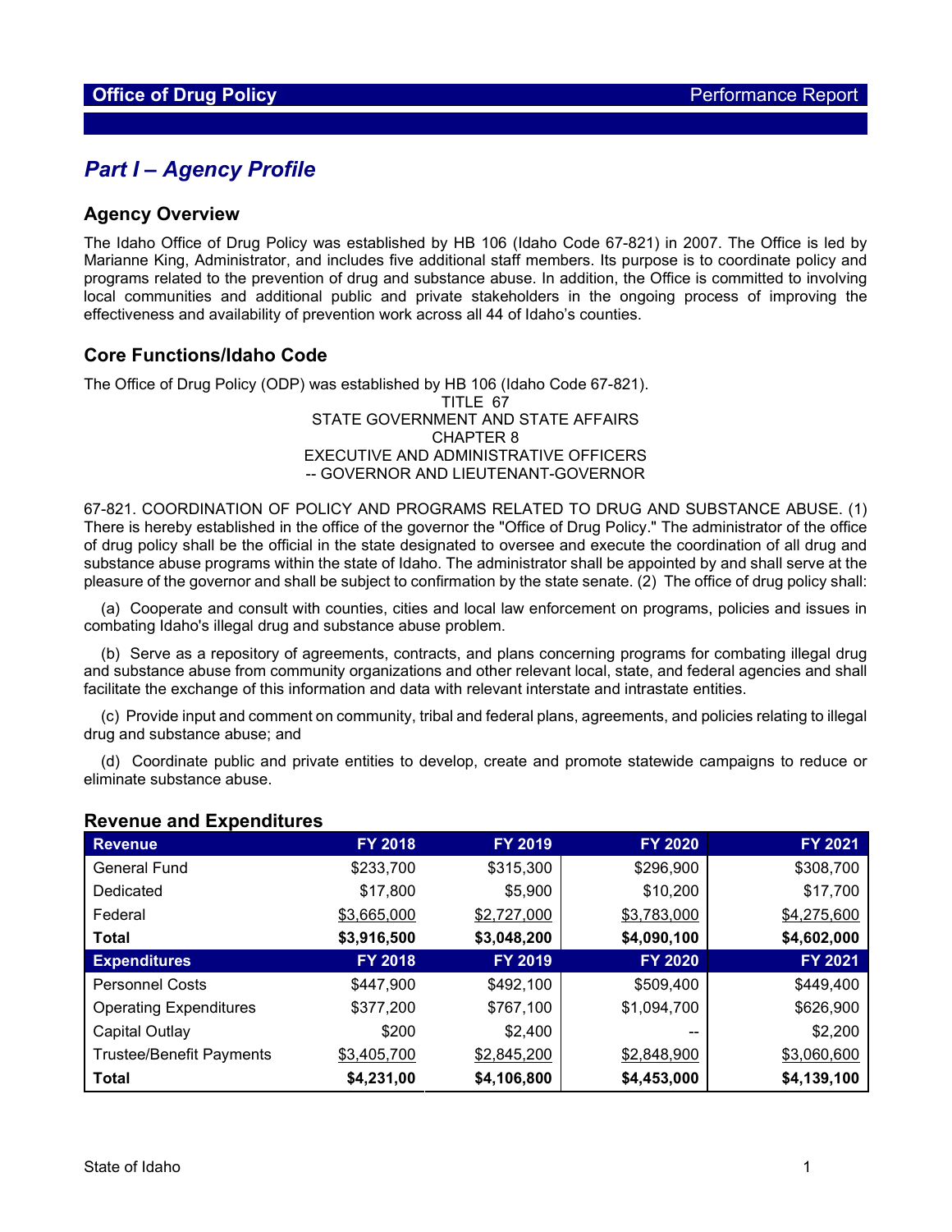## Office of Drug Policy — Performance Report

# Part I – Agency Profile

## Agency Overview

The Idaho Office of Drug Policy was established by HB 106 (Idaho Code 67-821) in 2007. The Office is led by Marianne King, Administrator, and includes five additional staff members. Its purpose is to coordinate policy and programs related to the prevention of drug and substance abuse. In addition, the Office is committed to involving local communities and additional public and private stakeholders in the ongoing process of improving the effectiveness and availability of prevention work across all 44 of Idaho's counties.

## Core Functions/Idaho Code

The Office of Drug Policy (ODP) was established by HB 106 (Idaho Code 67-821).

TITLE 67
STATE GOVERNMENT AND STATE AFFAIRS
CHAPTER 8
EXECUTIVE AND ADMINISTRATIVE OFFICERS
-- GOVERNOR AND LIEUTENANT-GOVERNOR

67-821. COORDINATION OF POLICY AND PROGRAMS RELATED TO DRUG AND SUBSTANCE ABUSE. (1) There is hereby established in the office of the governor the "Office of Drug Policy." The administrator of the office of drug policy shall be the official in the state designated to oversee and execute the coordination of all drug and substance abuse programs within the state of Idaho. The administrator shall be appointed by and shall serve at the pleasure of the governor and shall be subject to confirmation by the state senate. (2) The office of drug policy shall:

(a) Cooperate and consult with counties, cities and local law enforcement on programs, policies and issues in combating Idaho's illegal drug and substance abuse problem.

(b) Serve as a repository of agreements, contracts, and plans concerning programs for combating illegal drug and substance abuse from community organizations and other relevant local, state, and federal agencies and shall facilitate the exchange of this information and data with relevant interstate and intrastate entities.

(c) Provide input and comment on community, tribal and federal plans, agreements, and policies relating to illegal drug and substance abuse; and

(d) Coordinate public and private entities to develop, create and promote statewide campaigns to reduce or eliminate substance abuse.

### Revenue and Expenditures

| Revenue | FY 2018 | FY 2019 | FY 2020 | FY 2021 |
|---|---|---|---|---|
| General Fund | $233,700 | $315,300 | $296,900 | $308,700 |
| Dedicated | $17,800 | $5,900 | $10,200 | $17,700 |
| Federal | $3,665,000 | $2,727,000 | $3,783,000 | $4,275,600 |
| **Total** | **$3,916,500** | **$3,048,200** | **$4,090,100** | **$4,602,000** |
| **Expenditures** | **FY 2018** | **FY 2019** | **FY 2020** | **FY 2021** |
| Personnel Costs | $447,900 | $492,100 | $509,400 | $449,400 |
| Operating Expenditures | $377,200 | $767,100 | $1,094,700 | $626,900 |
| Capital Outlay | $200 | $2,400 | -- | $2,200 |
| Trustee/Benefit Payments | $3,405,700 | $2,845,200 | $2,848,900 | $3,060,600 |
| **Total** | **$4,231,00** | **$4,106,800** | **$4,453,000** | **$4,139,100** |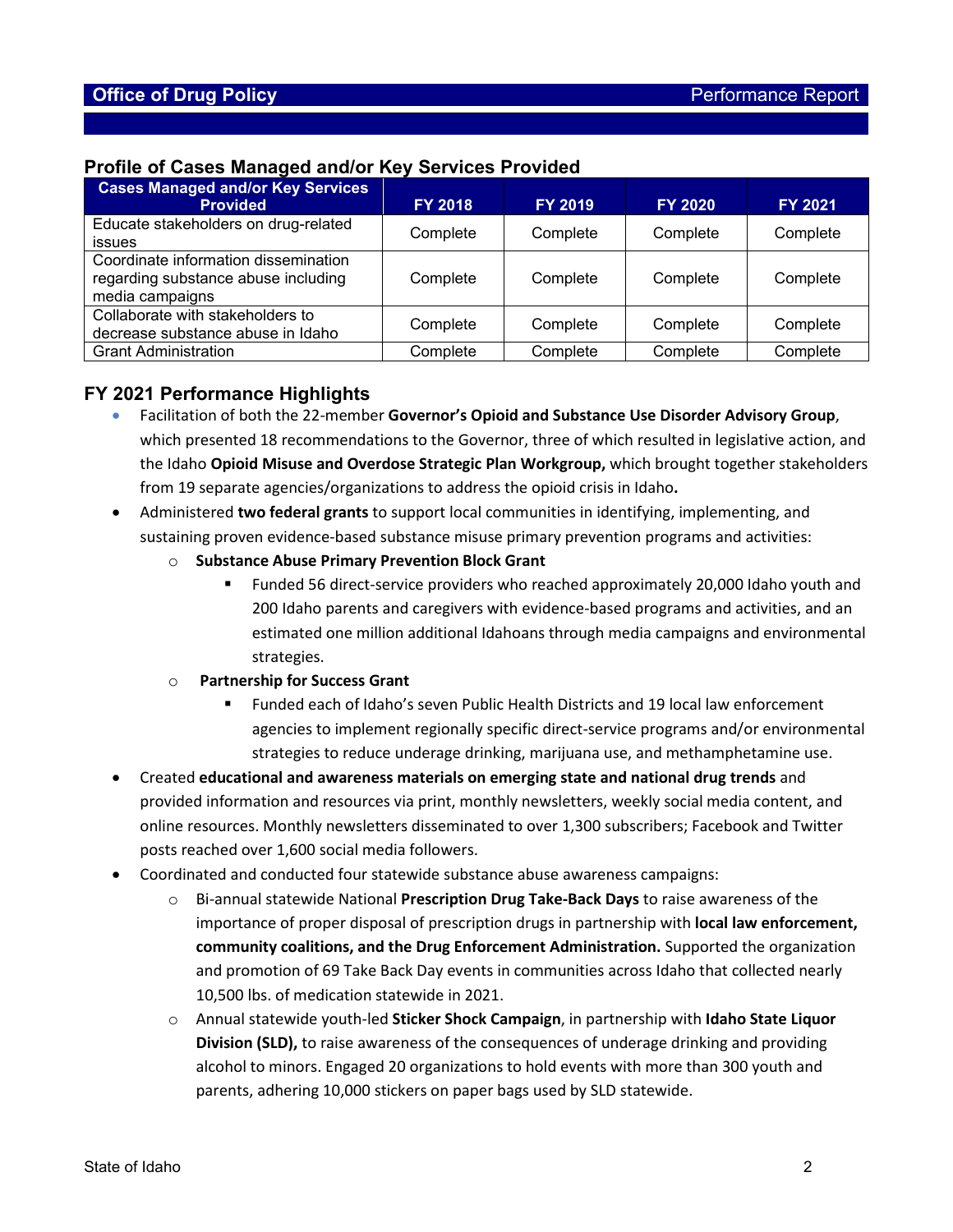## Profile of Cases Managed and/or Key Services Provided

| Cases Managed and/or Key Services Provided | FY 2018 | FY 2019 | FY 2020 | FY 2021 |
|---|---|---|---|---|
| Educate stakeholders on drug-related issues | Complete | Complete | Complete | Complete |
| Coordinate information dissemination regarding substance abuse including media campaigns | Complete | Complete | Complete | Complete |
| Collaborate with stakeholders to decrease substance abuse in Idaho | Complete | Complete | Complete | Complete |
| Grant Administration | Complete | Complete | Complete | Complete |

## FY 2021 Performance Highlights

- Facilitation of both the 22-member **Governor's Opioid and Substance Use Disorder Advisory Group**, which presented 18 recommendations to the Governor, three of which resulted in legislative action, and the Idaho **Opioid Misuse and Overdose Strategic Plan Workgroup,** which brought together stakeholders from 19 separate agencies/organizations to address the opioid crisis in Idaho**.**
- Administered **two federal grants** to support local communities in identifying, implementing, and sustaining proven evidence-based substance misuse primary prevention programs and activities:
  - **Substance Abuse Primary Prevention Block Grant**
    - Funded 56 direct-service providers who reached approximately 20,000 Idaho youth and 200 Idaho parents and caregivers with evidence-based programs and activities, and an estimated one million additional Idahoans through media campaigns and environmental strategies.
  - **Partnership for Success Grant**
    - Funded each of Idaho's seven Public Health Districts and 19 local law enforcement agencies to implement regionally specific direct-service programs and/or environmental strategies to reduce underage drinking, marijuana use, and methamphetamine use.
- Created **educational and awareness materials on emerging state and national drug trends** and provided information and resources via print, monthly newsletters, weekly social media content, and online resources. Monthly newsletters disseminated to over 1,300 subscribers; Facebook and Twitter posts reached over 1,600 social media followers.
- Coordinated and conducted four statewide substance abuse awareness campaigns:
  - Bi-annual statewide National **Prescription Drug Take-Back Days** to raise awareness of the importance of proper disposal of prescription drugs in partnership with **local law enforcement, community coalitions, and the Drug Enforcement Administration.** Supported the organization and promotion of 69 Take Back Day events in communities across Idaho that collected nearly 10,500 lbs. of medication statewide in 2021.
  - Annual statewide youth-led **Sticker Shock Campaign**, in partnership with **Idaho State Liquor Division (SLD),** to raise awareness of the consequences of underage drinking and providing alcohol to minors. Engaged 20 organizations to hold events with more than 300 youth and parents, adhering 10,000 stickers on paper bags used by SLD statewide.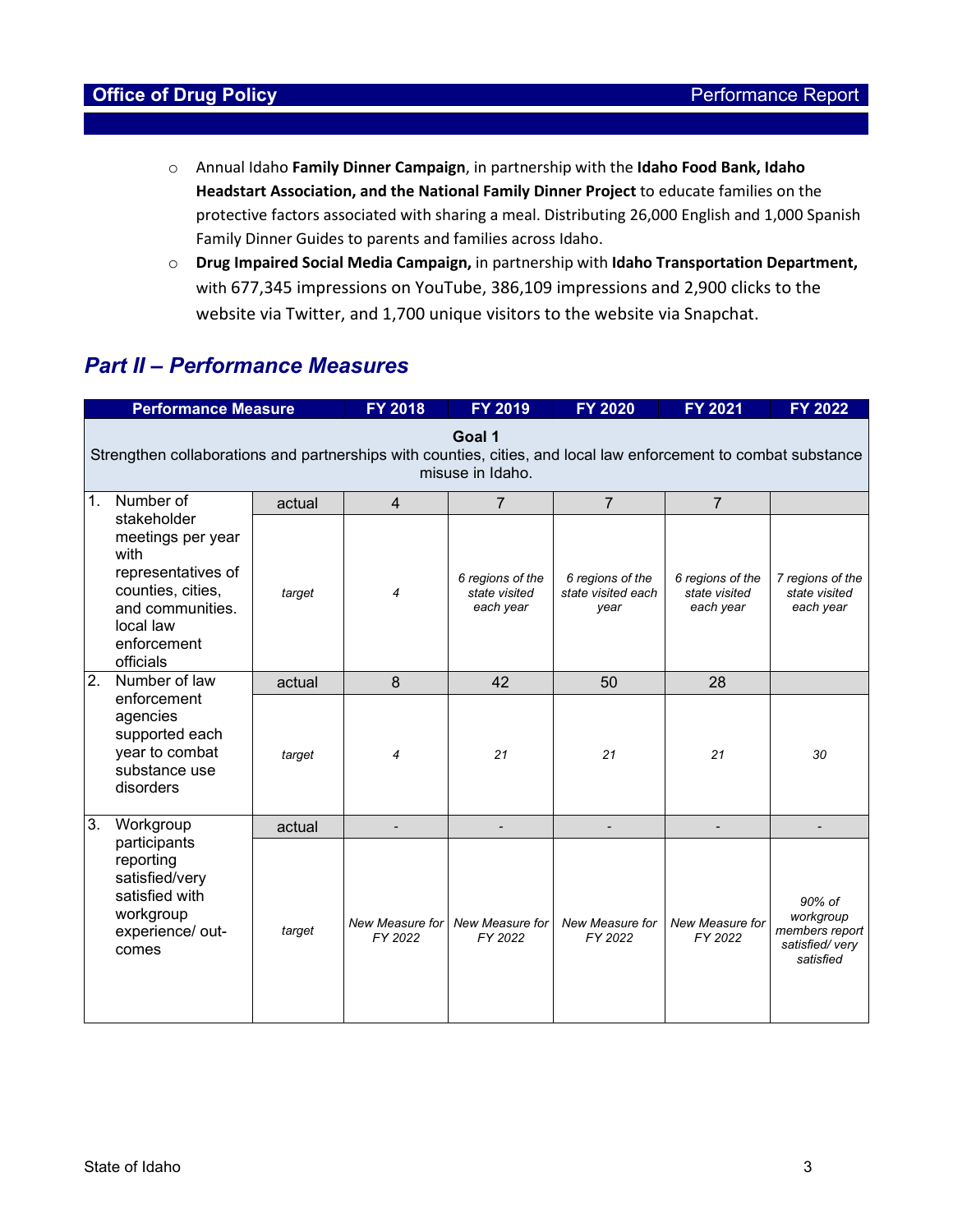- Annual Idaho **Family Dinner Campaign**, in partnership with the **Idaho Food Bank, Idaho Headstart Association, and the National Family Dinner Project** to educate families on the protective factors associated with sharing a meal. Distributing 26,000 English and 1,000 Spanish Family Dinner Guides to parents and families across Idaho.
- **Drug Impaired Social Media Campaign,** in partnership with **Idaho Transportation Department,** with 677,345 impressions on YouTube, 386,109 impressions and 2,900 clicks to the website via Twitter, and 1,700 unique visitors to the website via Snapchat.

## *Part II – Performance Measures*

| Performance Measure | | FY 2018 | FY 2019 | FY 2020 | FY 2021 | FY 2022 |
|---|---|---|---|---|---|---|
| **Goal 1**<br>Strengthen collaborations and partnerships with counties, cities, and local law enforcement to combat substance misuse in Idaho. | | | | | | |
| 1. Number of stakeholder meetings per year with representatives of counties, cities, and communities. local law enforcement officials | actual | 4 | 7 | 7 | 7 | |
| | *target* | *4* | *6 regions of the state visited each year* | *6 regions of the state visited each year* | *6 regions of the state visited each year* | *7 regions of the state visited each year* |
| 2. Number of law enforcement agencies supported each year to combat substance use disorders | actual | 8 | 42 | 50 | 28 | |
| | *target* | *4* | *21* | *21* | *21* | *30* |
| 3. Workgroup participants reporting satisfied/very satisfied with workgroup experience/ out-comes | actual | - | - | - | - | - |
| | *target* | *New Measure for FY 2022* | *New Measure for FY 2022* | *New Measure for FY 2022* | *New Measure for FY 2022* | *90% of workgroup members report satisfied/ very satisfied* |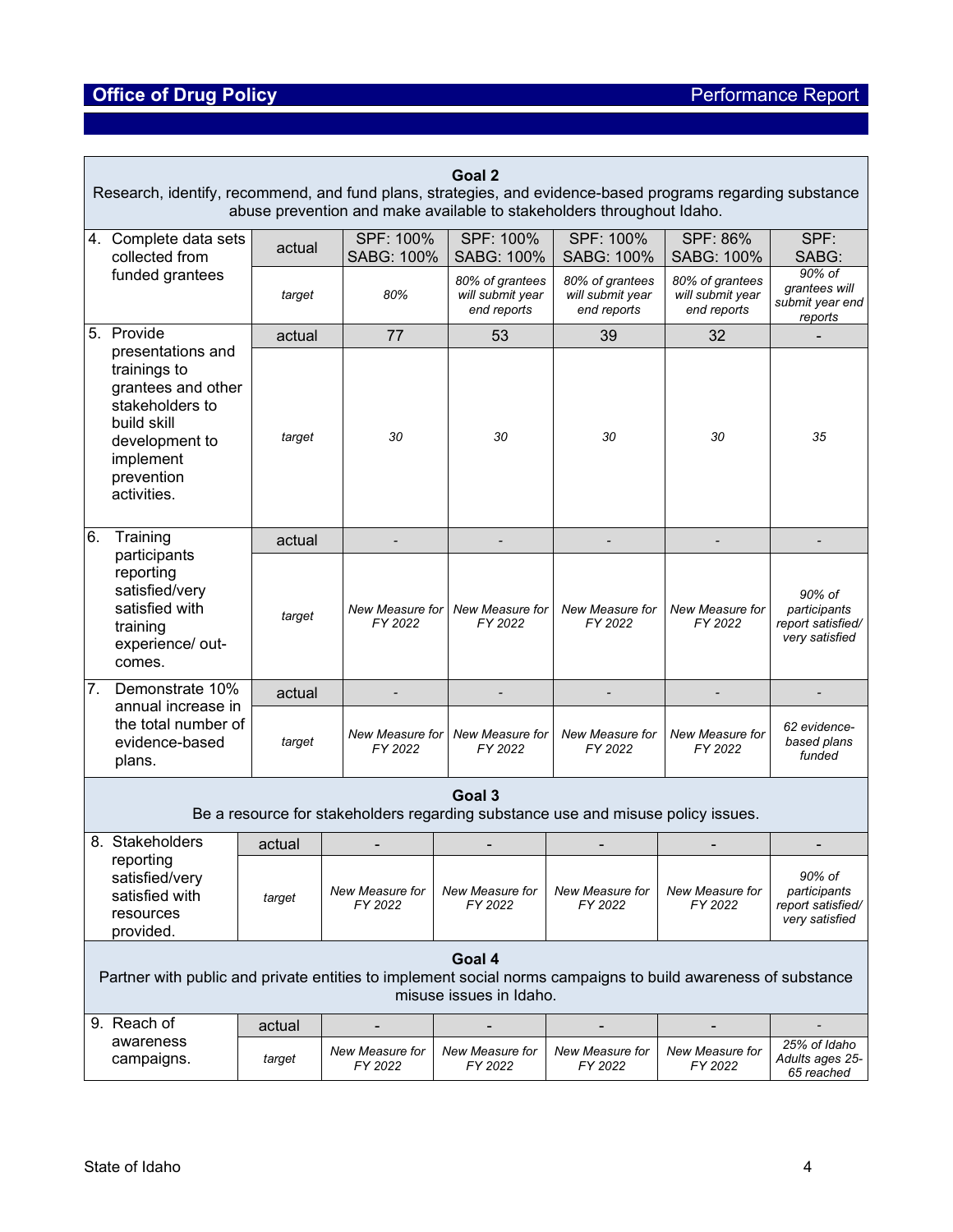| Goal 2<br>Research, identify, recommend, and fund plans, strategies, and evidence-based programs regarding substance abuse prevention and make available to stakeholders throughout Idaho. | | | | | | |
|---|---|---|---|---|---|---|
| 4. Complete data sets collected from funded grantees | actual | SPF: 100%<br>SABG: 100% | SPF: 100%<br>SABG: 100% | SPF: 100%<br>SABG: 100% | SPF: 86%<br>SABG: 100% | SPF:<br>SABG: |
| | *target* | *80%* | *80% of grantees will submit year end reports* | *80% of grantees will submit year end reports* | *80% of grantees will submit year end reports* | *90% of grantees will submit year end reports* |
| 5. Provide presentations and trainings to grantees and other stakeholders to build skill development to implement prevention activities. | actual | 77 | 53 | 39 | 32 | - |
| | *target* | *30* | *30* | *30* | *30* | *35* |
| 6. Training participants reporting satisfied/very satisfied with training experience/ out-comes. | actual | - | - | - | - | - |
| | *target* | *New Measure for FY 2022* | *New Measure for FY 2022* | *New Measure for FY 2022* | *New Measure for FY 2022* | *90% of participants report satisfied/ very satisfied* |
| 7. Demonstrate 10% annual increase in the total number of evidence-based plans. | actual | - | - | - | - | - |
| | *target* | *New Measure for FY 2022* | *New Measure for FY 2022* | *New Measure for FY 2022* | *New Measure for FY 2022* | *62 evidence-based plans funded* |
| **Goal 3**<br>Be a resource for stakeholders regarding substance use and misuse policy issues. | | | | | | |
| 8. Stakeholders reporting satisfied/very satisfied with resources provided. | actual | - | - | - | - | - |
| | *target* | *New Measure for FY 2022* | *New Measure for FY 2022* | *New Measure for FY 2022* | *New Measure for FY 2022* | *90% of participants report satisfied/ very satisfied* |
| **Goal 4**<br>Partner with public and private entities to implement social norms campaigns to build awareness of substance misuse issues in Idaho. | | | | | | |
| 9. Reach of awareness campaigns. | actual | - | - | - | - | - |
| | *target* | *New Measure for FY 2022* | *New Measure for FY 2022* | *New Measure for FY 2022* | *New Measure for FY 2022* | *25% of Idaho Adults ages 25-65 reached* |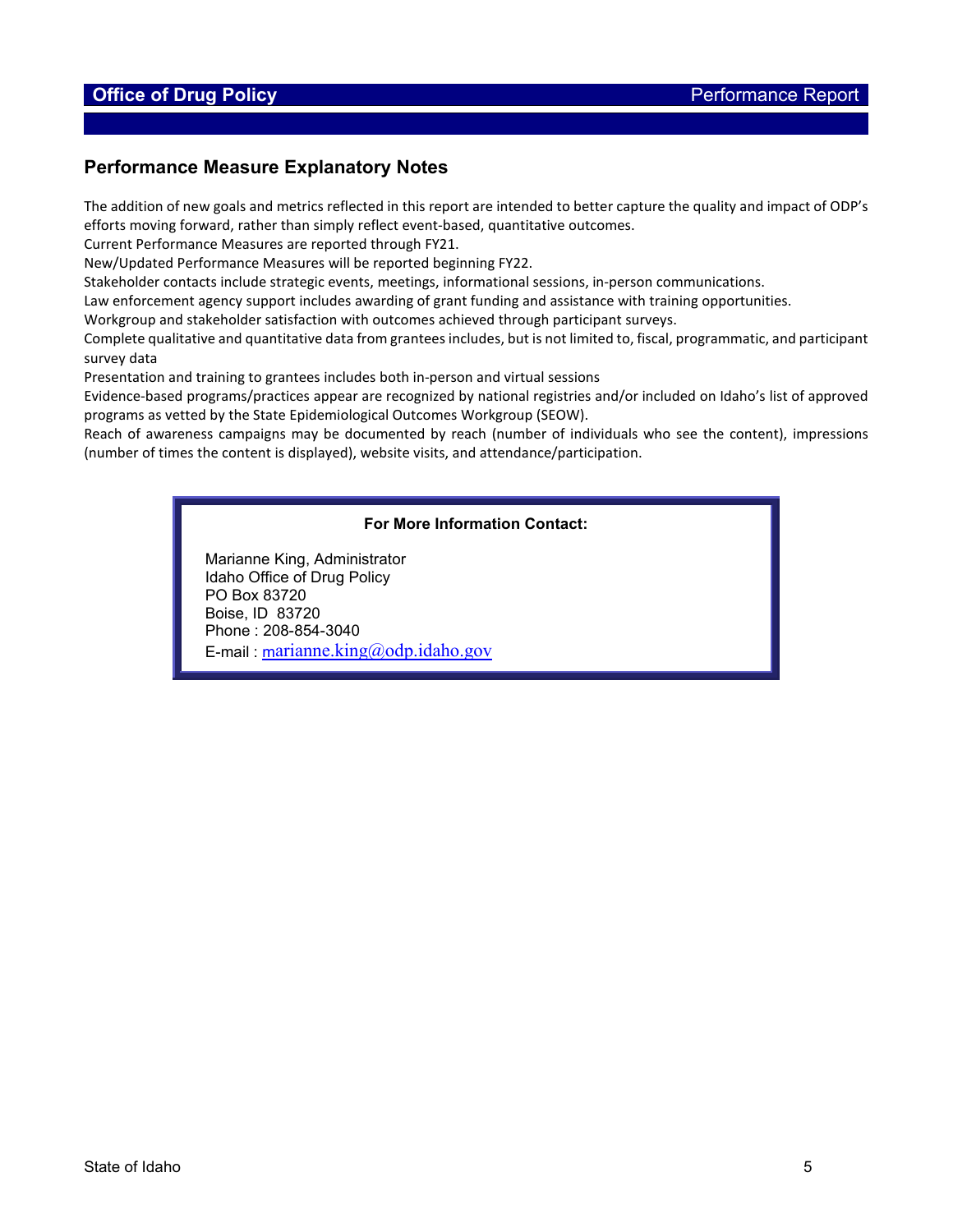## Performance Measure Explanatory Notes

The addition of new goals and metrics reflected in this report are intended to better capture the quality and impact of ODP's efforts moving forward, rather than simply reflect event-based, quantitative outcomes.

Current Performance Measures are reported through FY21.

New/Updated Performance Measures will be reported beginning FY22.

Stakeholder contacts include strategic events, meetings, informational sessions, in-person communications.

Law enforcement agency support includes awarding of grant funding and assistance with training opportunities.

Workgroup and stakeholder satisfaction with outcomes achieved through participant surveys.

Complete qualitative and quantitative data from grantees includes, but is not limited to, fiscal, programmatic, and participant survey data

Presentation and training to grantees includes both in-person and virtual sessions

Evidence-based programs/practices appear are recognized by national registries and/or included on Idaho's list of approved programs as vetted by the State Epidemiological Outcomes Workgroup (SEOW).

Reach of awareness campaigns may be documented by reach (number of individuals who see the content), impressions (number of times the content is displayed), website visits, and attendance/participation.

**For More Information Contact:**

Marianne King, Administrator
Idaho Office of Drug Policy
PO Box 83720
Boise, ID 83720
Phone : 208-854-3040
E-mail : marianne.king@odp.idaho.gov